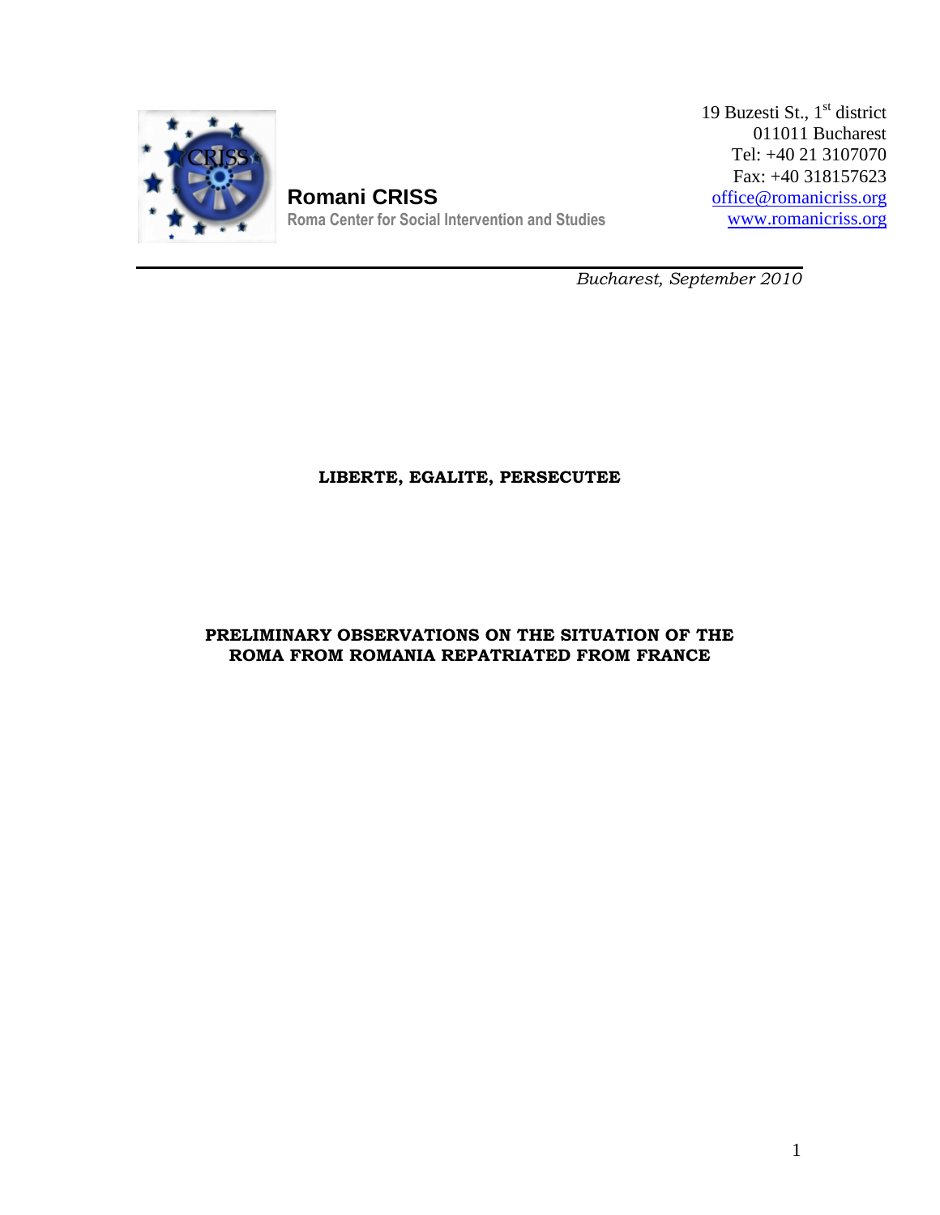**Romani CRISS**
Roma Center for Social Intervention and Studies

19 Buzesti St., 1st district
011011 Bucharest
Tel: +40 21 3107070
Fax: +40 318157623
office@romanicriss.org
www.romanicriss.org

*Bucharest, September 2010*

# LIBERTE, EGALITE, PERSECUTEE

## PRELIMINARY OBSERVATIONS ON THE SITUATION OF THE ROMA FROM ROMANIA REPATRIATED FROM FRANCE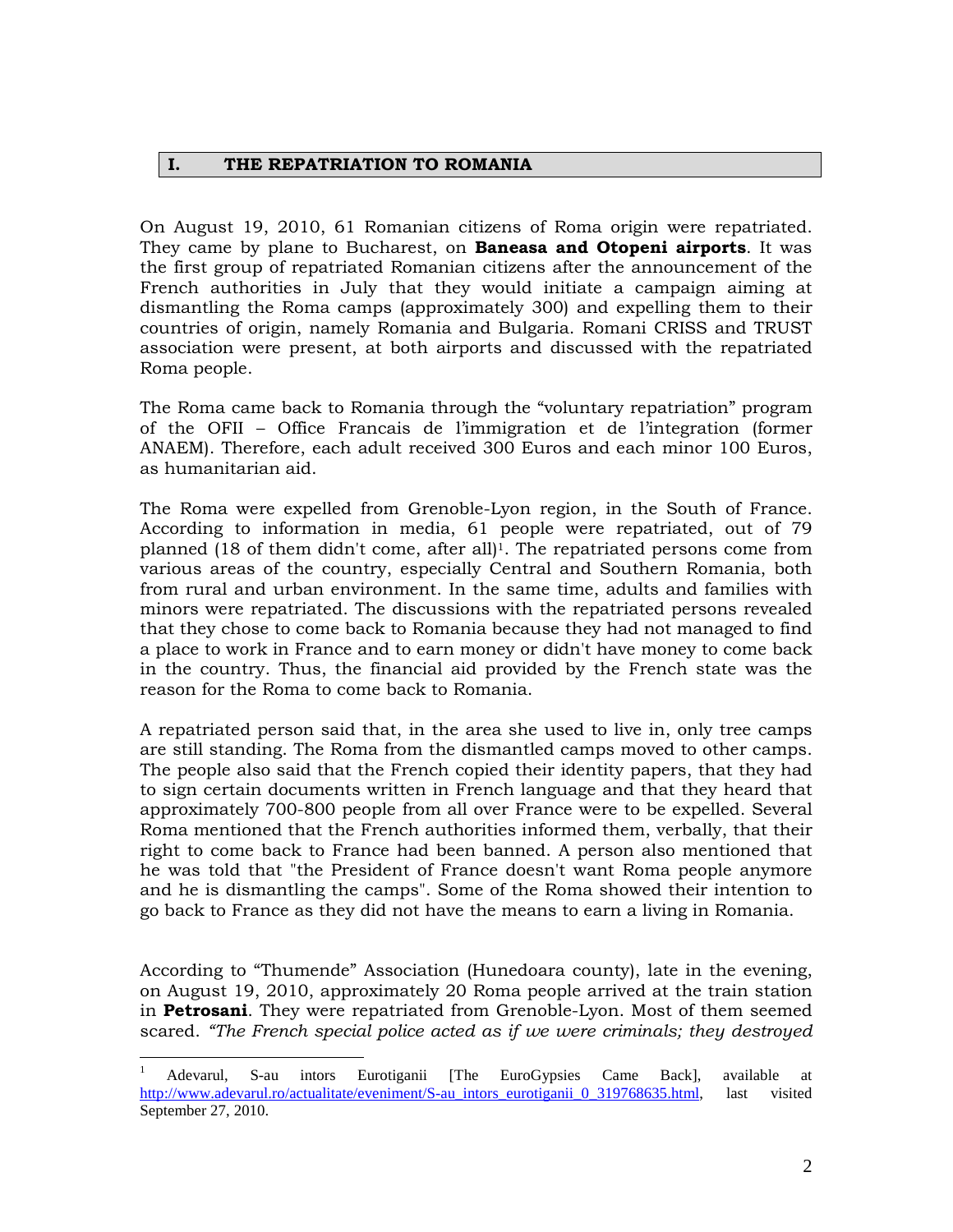## I. THE REPATRIATION TO ROMANIA

On August 19, 2010, 61 Romanian citizens of Roma origin were repatriated. They came by plane to Bucharest, on **Baneasa and Otopeni airports**. It was the first group of repatriated Romanian citizens after the announcement of the French authorities in July that they would initiate a campaign aiming at dismantling the Roma camps (approximately 300) and expelling them to their countries of origin, namely Romania and Bulgaria. Romani CRISS and TRUST association were present, at both airports and discussed with the repatriated Roma people.

The Roma came back to Romania through the "voluntary repatriation" program of the OFII – Office Francais de l'immigration et de l'integration (former ANAEM). Therefore, each adult received 300 Euros and each minor 100 Euros, as humanitarian aid.

The Roma were expelled from Grenoble-Lyon region, in the South of France. According to information in media, 61 people were repatriated, out of 79 planned (18 of them didn't come, after all)[1]. The repatriated persons come from various areas of the country, especially Central and Southern Romania, both from rural and urban environment. In the same time, adults and families with minors were repatriated. The discussions with the repatriated persons revealed that they chose to come back to Romania because they had not managed to find a place to work in France and to earn money or didn't have money to come back in the country. Thus, the financial aid provided by the French state was the reason for the Roma to come back to Romania.

A repatriated person said that, in the area she used to live in, only tree camps are still standing. The Roma from the dismantled camps moved to other camps. The people also said that the French copied their identity papers, that they had to sign certain documents written in French language and that they heard that approximately 700-800 people from all over France were to be expelled. Several Roma mentioned that the French authorities informed them, verbally, that their right to come back to France had been banned. A person also mentioned that he was told that "the President of France doesn't want Roma people anymore and he is dismantling the camps". Some of the Roma showed their intention to go back to France as they did not have the means to earn a living in Romania.

According to "Thumende" Association (Hunedoara county), late in the evening, on August 19, 2010, approximately 20 Roma people arrived at the train station in **Petrosani**. They were repatriated from Grenoble-Lyon. Most of them seemed scared. *"The French special police acted as if we were criminals; they destroyed*

---

[1] Adevarul, S-au intors Eurotiganii [The EuroGypsies Came Back], available at http://www.adevarul.ro/actualitate/eveniment/S-au_intors_eurotiganii_0_319768635.html, last visited September 27, 2010.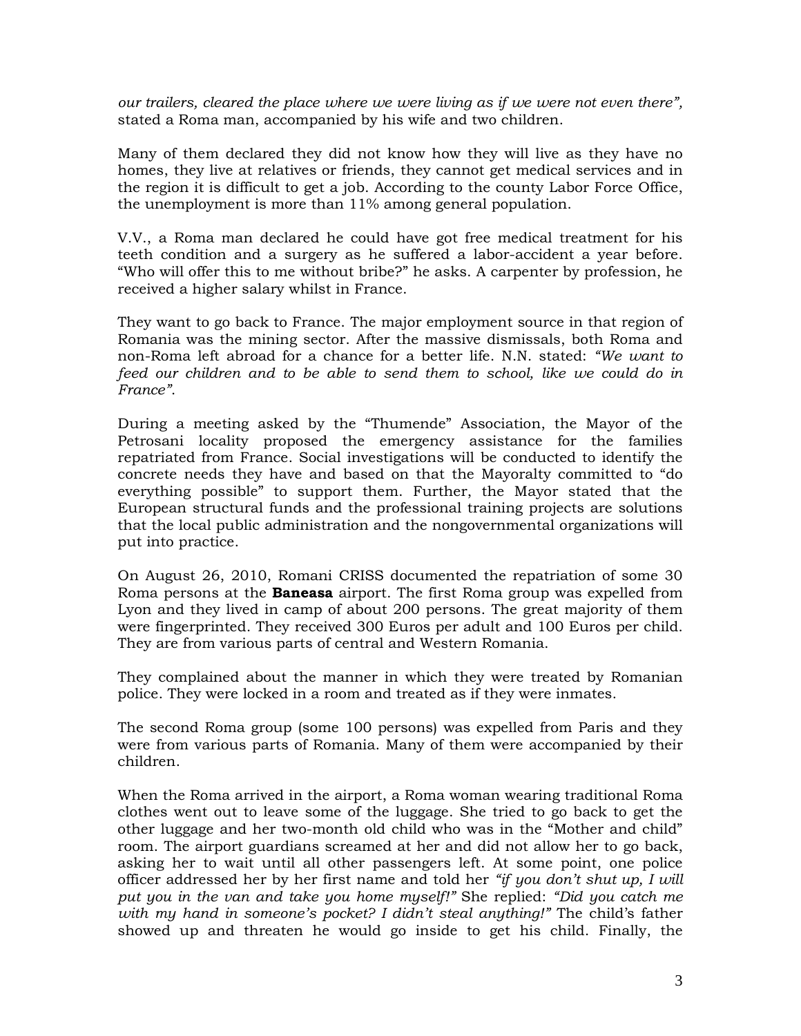*our trailers, cleared the place where we were living as if we were not even there",* stated a Roma man, accompanied by his wife and two children.

Many of them declared they did not know how they will live as they have no homes, they live at relatives or friends, they cannot get medical services and in the region it is difficult to get a job. According to the county Labor Force Office, the unemployment is more than 11% among general population.

V.V., a Roma man declared he could have got free medical treatment for his teeth condition and a surgery as he suffered a labor-accident a year before. "Who will offer this to me without bribe?" he asks. A carpenter by profession, he received a higher salary whilst in France.

They want to go back to France. The major employment source in that region of Romania was the mining sector. After the massive dismissals, both Roma and non-Roma left abroad for a chance for a better life. N.N. stated: *"We want to feed our children and to be able to send them to school, like we could do in France".*

During a meeting asked by the "Thumende" Association, the Mayor of the Petrosani locality proposed the emergency assistance for the families repatriated from France. Social investigations will be conducted to identify the concrete needs they have and based on that the Mayoralty committed to "do everything possible" to support them. Further, the Mayor stated that the European structural funds and the professional training projects are solutions that the local public administration and the nongovernmental organizations will put into practice.

On August 26, 2010, Romani CRISS documented the repatriation of some 30 Roma persons at the **Baneasa** airport. The first Roma group was expelled from Lyon and they lived in camp of about 200 persons. The great majority of them were fingerprinted. They received 300 Euros per adult and 100 Euros per child. They are from various parts of central and Western Romania.

They complained about the manner in which they were treated by Romanian police. They were locked in a room and treated as if they were inmates.

The second Roma group (some 100 persons) was expelled from Paris and they were from various parts of Romania. Many of them were accompanied by their children.

When the Roma arrived in the airport, a Roma woman wearing traditional Roma clothes went out to leave some of the luggage. She tried to go back to get the other luggage and her two-month old child who was in the "Mother and child" room. The airport guardians screamed at her and did not allow her to go back, asking her to wait until all other passengers left. At some point, one police officer addressed her by her first name and told her *"if you don't shut up, I will put you in the van and take you home myself!"* She replied: *"Did you catch me with my hand in someone's pocket? I didn't steal anything!"* The child's father showed up and threaten he would go inside to get his child. Finally, the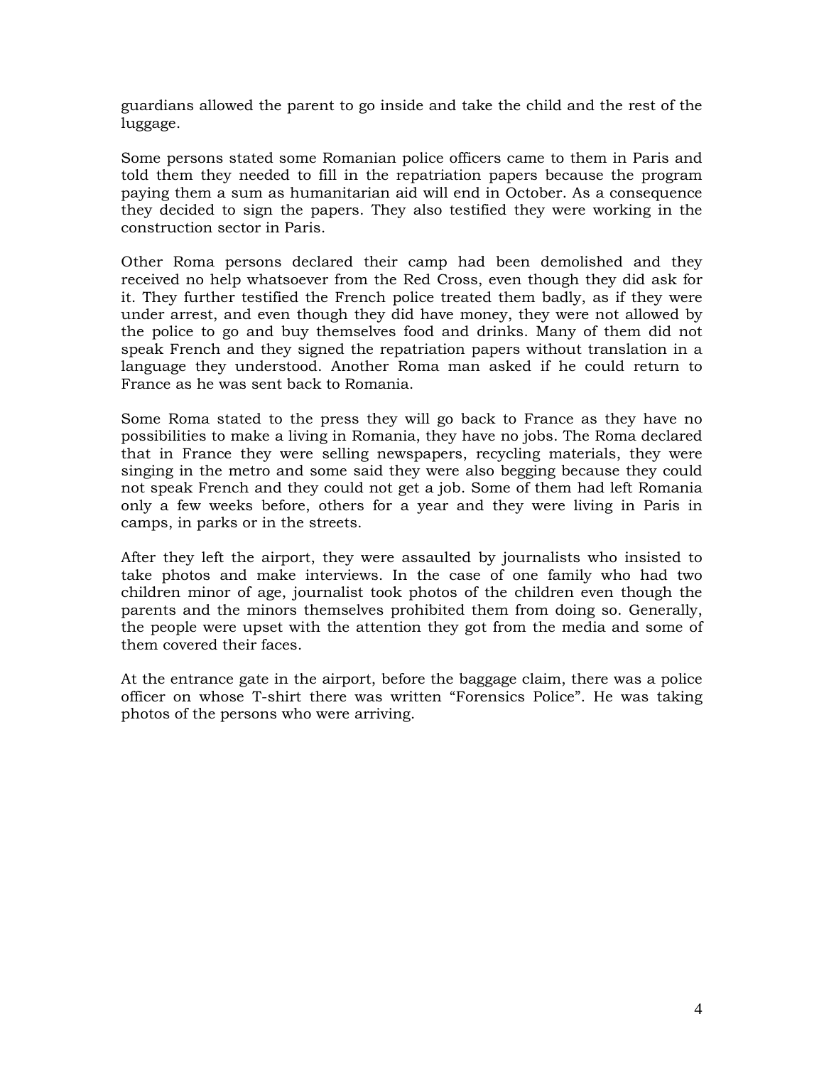guardians allowed the parent to go inside and take the child and the rest of the luggage.

Some persons stated some Romanian police officers came to them in Paris and told them they needed to fill in the repatriation papers because the program paying them a sum as humanitarian aid will end in October. As a consequence they decided to sign the papers. They also testified they were working in the construction sector in Paris.

Other Roma persons declared their camp had been demolished and they received no help whatsoever from the Red Cross, even though they did ask for it. They further testified the French police treated them badly, as if they were under arrest, and even though they did have money, they were not allowed by the police to go and buy themselves food and drinks. Many of them did not speak French and they signed the repatriation papers without translation in a language they understood. Another Roma man asked if he could return to France as he was sent back to Romania.

Some Roma stated to the press they will go back to France as they have no possibilities to make a living in Romania, they have no jobs. The Roma declared that in France they were selling newspapers, recycling materials, they were singing in the metro and some said they were also begging because they could not speak French and they could not get a job. Some of them had left Romania only a few weeks before, others for a year and they were living in Paris in camps, in parks or in the streets.

After they left the airport, they were assaulted by journalists who insisted to take photos and make interviews. In the case of one family who had two children minor of age, journalist took photos of the children even though the parents and the minors themselves prohibited them from doing so. Generally, the people were upset with the attention they got from the media and some of them covered their faces.

At the entrance gate in the airport, before the baggage claim, there was a police officer on whose T-shirt there was written "Forensics Police". He was taking photos of the persons who were arriving.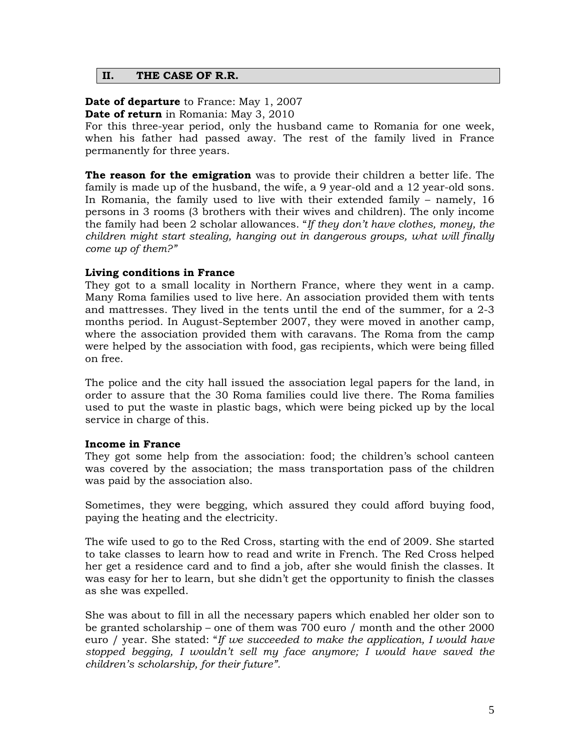## II. THE CASE OF R.R.

**Date of departure** to France: May 1, 2007
**Date of return** in Romania: May 3, 2010
For this three-year period, only the husband came to Romania for one week, when his father had passed away. The rest of the family lived in France permanently for three years.

**The reason for the emigration** was to provide their children a better life. The family is made up of the husband, the wife, a 9 year-old and a 12 year-old sons. In Romania, the family used to live with their extended family – namely, 16 persons in 3 rooms (3 brothers with their wives and children). The only income the family had been 2 scholar allowances. "*If they don't have clothes, money, the children might start stealing, hanging out in dangerous groups, what will finally come up of them?"*

**Living conditions in France**
They got to a small locality in Northern France, where they went in a camp. Many Roma families used to live here. An association provided them with tents and mattresses. They lived in the tents until the end of the summer, for a 2-3 months period. In August-September 2007, they were moved in another camp, where the association provided them with caravans. The Roma from the camp were helped by the association with food, gas recipients, which were being filled on free.

The police and the city hall issued the association legal papers for the land, in order to assure that the 30 Roma families could live there. The Roma families used to put the waste in plastic bags, which were being picked up by the local service in charge of this.

**Income in France**
They got some help from the association: food; the children's school canteen was covered by the association; the mass transportation pass of the children was paid by the association also.

Sometimes, they were begging, which assured they could afford buying food, paying the heating and the electricity.

The wife used to go to the Red Cross, starting with the end of 2009. She started to take classes to learn how to read and write in French. The Red Cross helped her get a residence card and to find a job, after she would finish the classes. It was easy for her to learn, but she didn't get the opportunity to finish the classes as she was expelled.

She was about to fill in all the necessary papers which enabled her older son to be granted scholarship – one of them was 700 euro / month and the other 2000 euro / year. She stated: "*If we succeeded to make the application, I would have stopped begging, I wouldn't sell my face anymore; I would have saved the children's scholarship, for their future"*.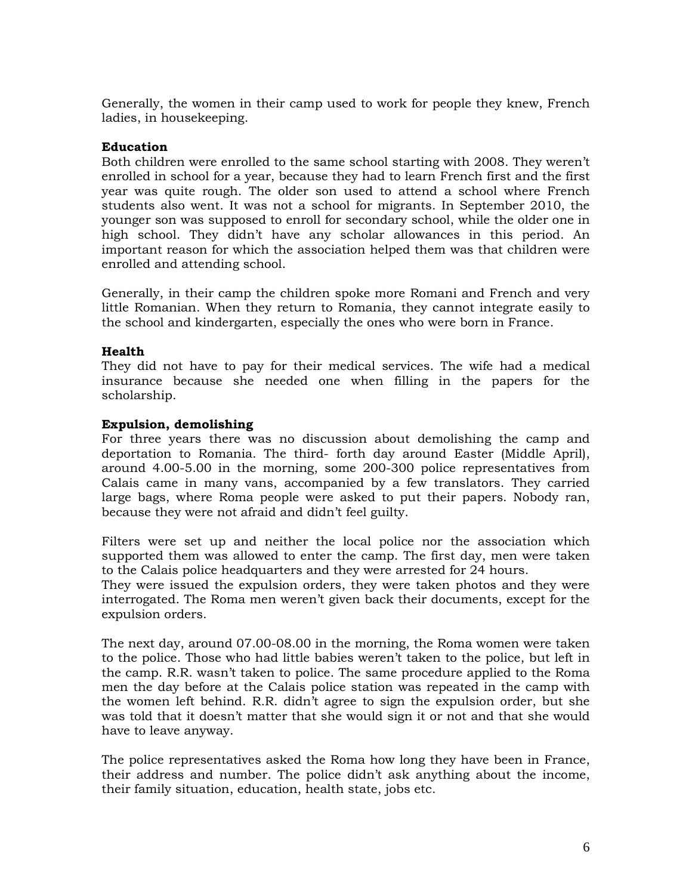Generally, the women in their camp used to work for people they knew, French ladies, in housekeeping.

**Education**

Both children were enrolled to the same school starting with 2008. They weren't enrolled in school for a year, because they had to learn French first and the first year was quite rough. The older son used to attend a school where French students also went. It was not a school for migrants. In September 2010, the younger son was supposed to enroll for secondary school, while the older one in high school. They didn't have any scholar allowances in this period. An important reason for which the association helped them was that children were enrolled and attending school.

Generally, in their camp the children spoke more Romani and French and very little Romanian. When they return to Romania, they cannot integrate easily to the school and kindergarten, especially the ones who were born in France.

**Health**

They did not have to pay for their medical services. The wife had a medical insurance because she needed one when filling in the papers for the scholarship.

**Expulsion, demolishing**

For three years there was no discussion about demolishing the camp and deportation to Romania. The third- forth day around Easter (Middle April), around 4.00-5.00 in the morning, some 200-300 police representatives from Calais came in many vans, accompanied by a few translators. They carried large bags, where Roma people were asked to put their papers. Nobody ran, because they were not afraid and didn't feel guilty.

Filters were set up and neither the local police nor the association which supported them was allowed to enter the camp. The first day, men were taken to the Calais police headquarters and they were arrested for 24 hours.
They were issued the expulsion orders, they were taken photos and they were interrogated. The Roma men weren't given back their documents, except for the expulsion orders.

The next day, around 07.00-08.00 in the morning, the Roma women were taken to the police. Those who had little babies weren't taken to the police, but left in the camp. R.R. wasn't taken to police. The same procedure applied to the Roma men the day before at the Calais police station was repeated in the camp with the women left behind. R.R. didn't agree to sign the expulsion order, but she was told that it doesn't matter that she would sign it or not and that she would have to leave anyway.

The police representatives asked the Roma how long they have been in France, their address and number. The police didn't ask anything about the income, their family situation, education, health state, jobs etc.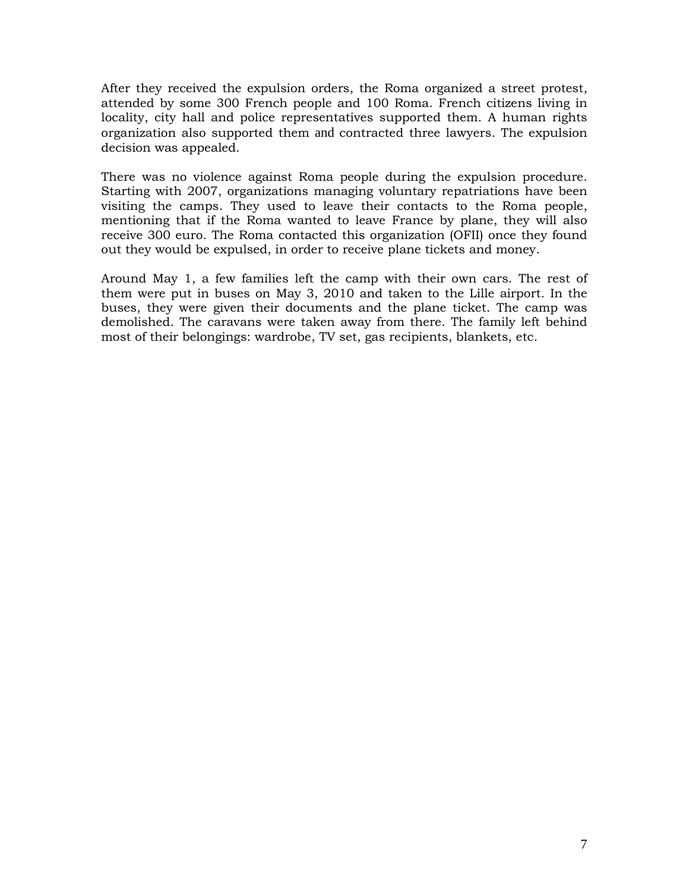After they received the expulsion orders, the Roma organized a street protest, attended by some 300 French people and 100 Roma. French citizens living in locality, city hall and police representatives supported them. A human rights organization also supported them and contracted three lawyers. The expulsion decision was appealed.

There was no violence against Roma people during the expulsion procedure. Starting with 2007, organizations managing voluntary repatriations have been visiting the camps. They used to leave their contacts to the Roma people, mentioning that if the Roma wanted to leave France by plane, they will also receive 300 euro. The Roma contacted this organization (OFII) once they found out they would be expulsed, in order to receive plane tickets and money.

Around May 1, a few families left the camp with their own cars. The rest of them were put in buses on May 3, 2010 and taken to the Lille airport. In the buses, they were given their documents and the plane ticket. The camp was demolished. The caravans were taken away from there. The family left behind most of their belongings: wardrobe, TV set, gas recipients, blankets, etc.